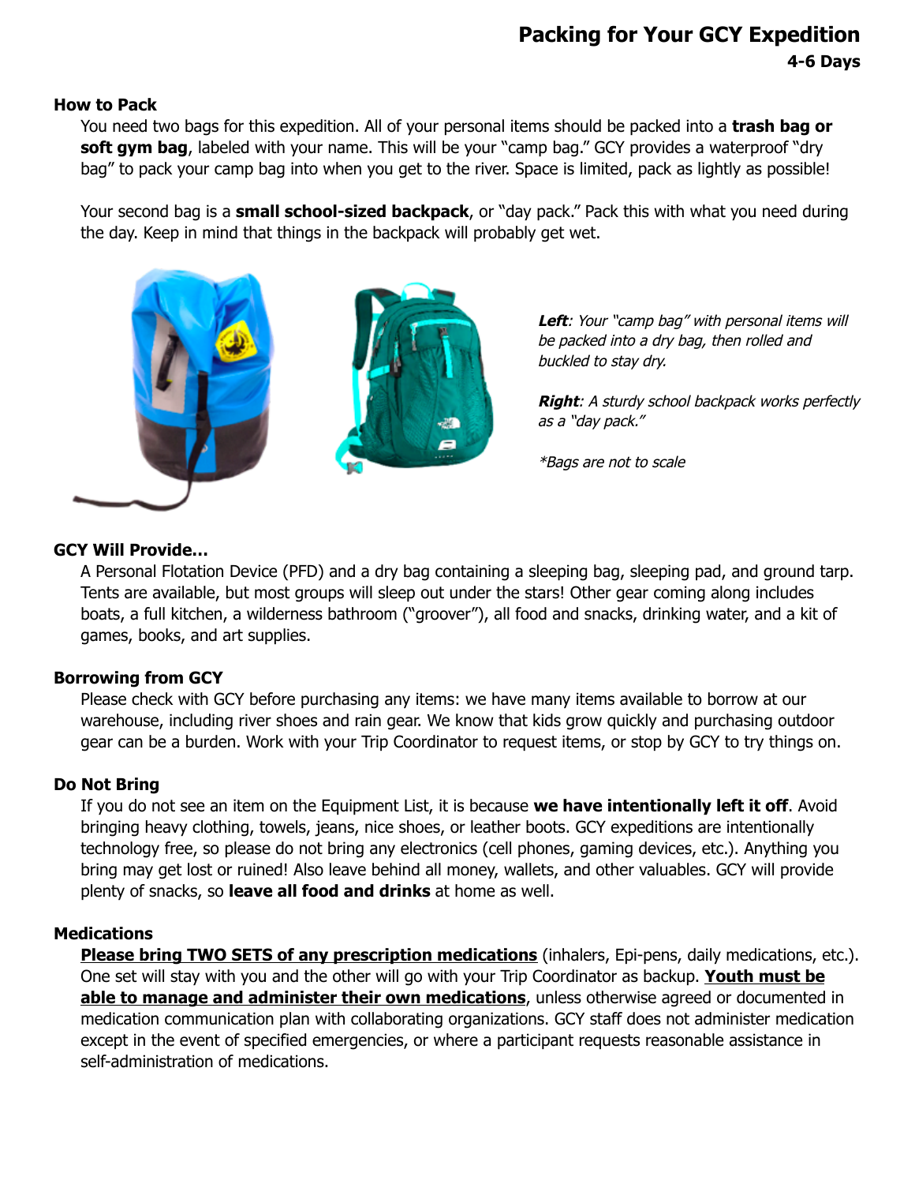# Packing for Your GCY Expedition

**4-6 Days**

### How to Pack

You need two bags for this expedition. All of your personal items should be packed into a **trash bag or soft gym bag**, labeled with your name. This will be your "camp bag." GCY provides a waterproof "dry bag" to pack your camp bag into when you get to the river. Space is limited, pack as lightly as possible!

Your second bag is a **small school-sized backpack**, or "day pack." Pack this with what you need during the day. Keep in mind that things in the backpack will probably get wet.

***Left***: *Your "camp bag" with personal items will be packed into a dry bag, then rolled and buckled to stay dry.*

***Right***: *A sturdy school backpack works perfectly as a "day pack."*

*\*Bags are not to scale*

### GCY Will Provide…

A Personal Flotation Device (PFD) and a dry bag containing a sleeping bag, sleeping pad, and ground tarp. Tents are available, but most groups will sleep out under the stars! Other gear coming along includes boats, a full kitchen, a wilderness bathroom ("groover"), all food and snacks, drinking water, and a kit of games, books, and art supplies.

### Borrowing from GCY

Please check with GCY before purchasing any items: we have many items available to borrow at our warehouse, including river shoes and rain gear. We know that kids grow quickly and purchasing outdoor gear can be a burden. Work with your Trip Coordinator to request items, or stop by GCY to try things on.

### Do Not Bring

If you do not see an item on the Equipment List, it is because **we have intentionally left it off**. Avoid bringing heavy clothing, towels, jeans, nice shoes, or leather boots. GCY expeditions are intentionally technology free, so please do not bring any electronics (cell phones, gaming devices, etc.). Anything you bring may get lost or ruined! Also leave behind all money, wallets, and other valuables. GCY will provide plenty of snacks, so **leave all food and drinks** at home as well.

### Medications

<u>**Please bring TWO SETS of any prescription medications**</u> (inhalers, Epi-pens, daily medications, etc.). One set will stay with you and the other will go with your Trip Coordinator as backup. <u>**Youth must be able to manage and administer their own medications**</u>, unless otherwise agreed or documented in medication communication plan with collaborating organizations. GCY staff does not administer medication except in the event of specified emergencies, or where a participant requests reasonable assistance in self-administration of medications.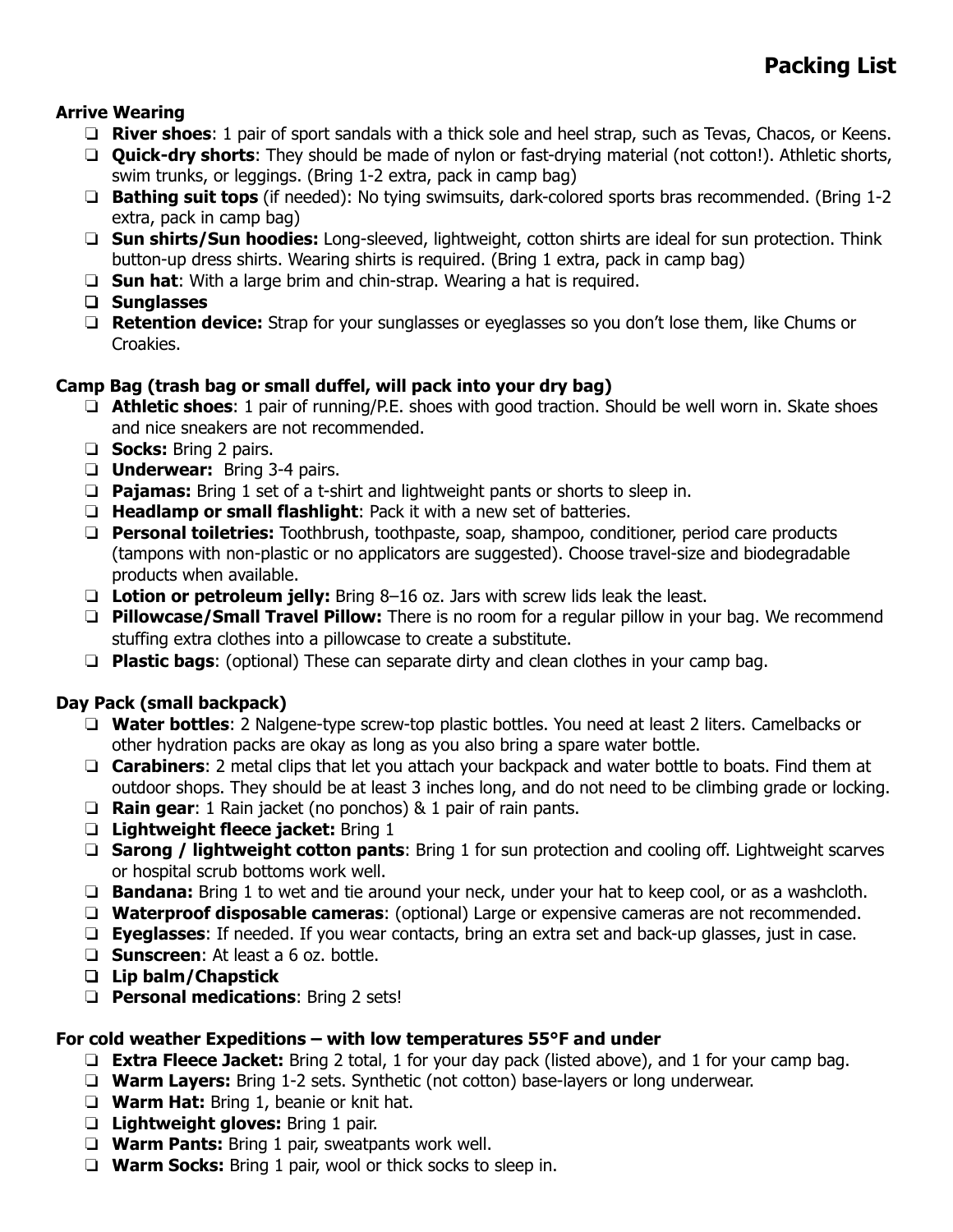# Packing List

### Arrive Wearing

- ❑ **River shoes**: 1 pair of sport sandals with a thick sole and heel strap, such as Tevas, Chacos, or Keens.
- ❑ **Quick-dry shorts**: They should be made of nylon or fast-drying material (not cotton!). Athletic shorts, swim trunks, or leggings. (Bring 1-2 extra, pack in camp bag)
- ❑ **Bathing suit tops** (if needed): No tying swimsuits, dark-colored sports bras recommended. (Bring 1-2 extra, pack in camp bag)
- ❑ **Sun shirts/Sun hoodies:** Long-sleeved, lightweight, cotton shirts are ideal for sun protection. Think button-up dress shirts. Wearing shirts is required. (Bring 1 extra, pack in camp bag)
- ❑ **Sun hat**: With a large brim and chin-strap. Wearing a hat is required.
- ❑ **Sunglasses**
- ❑ **Retention device:** Strap for your sunglasses or eyeglasses so you don't lose them, like Chums or Croakies.

### Camp Bag (trash bag or small duffel, will pack into your dry bag)

- ❑ **Athletic shoes**: 1 pair of running/P.E. shoes with good traction. Should be well worn in. Skate shoes and nice sneakers are not recommended.
- ❑ **Socks:** Bring 2 pairs.
- ❑ **Underwear:** Bring 3-4 pairs.
- ❑ **Pajamas:** Bring 1 set of a t-shirt and lightweight pants or shorts to sleep in.
- ❑ **Headlamp or small flashlight**: Pack it with a new set of batteries.
- ❑ **Personal toiletries:** Toothbrush, toothpaste, soap, shampoo, conditioner, period care products (tampons with non-plastic or no applicators are suggested). Choose travel-size and biodegradable products when available.
- ❑ **Lotion or petroleum jelly:** Bring 8–16 oz. Jars with screw lids leak the least.
- ❑ **Pillowcase/Small Travel Pillow:** There is no room for a regular pillow in your bag. We recommend stuffing extra clothes into a pillowcase to create a substitute.
- ❑ **Plastic bags**: (optional) These can separate dirty and clean clothes in your camp bag.

### Day Pack (small backpack)

- ❑ **Water bottles**: 2 Nalgene-type screw-top plastic bottles. You need at least 2 liters. Camelbacks or other hydration packs are okay as long as you also bring a spare water bottle.
- ❑ **Carabiners**: 2 metal clips that let you attach your backpack and water bottle to boats. Find them at outdoor shops. They should be at least 3 inches long, and do not need to be climbing grade or locking.
- ❑ **Rain gear**: 1 Rain jacket (no ponchos) & 1 pair of rain pants.
- ❑ **Lightweight fleece jacket:** Bring 1
- ❑ **Sarong / lightweight cotton pants**: Bring 1 for sun protection and cooling off. Lightweight scarves or hospital scrub bottoms work well.
- ❑ **Bandana:** Bring 1 to wet and tie around your neck, under your hat to keep cool, or as a washcloth.
- ❑ **Waterproof disposable cameras**: (optional) Large or expensive cameras are not recommended.
- ❑ **Eyeglasses**: If needed. If you wear contacts, bring an extra set and back-up glasses, just in case.
- ❑ **Sunscreen**: At least a 6 oz. bottle.
- ❑ **Lip balm/Chapstick**
- ❑ **Personal medications**: Bring 2 sets!

### For cold weather Expeditions – with low temperatures 55°F and under

- ❑ **Extra Fleece Jacket:** Bring 2 total, 1 for your day pack (listed above), and 1 for your camp bag.
- ❑ **Warm Layers:** Bring 1-2 sets. Synthetic (not cotton) base-layers or long underwear.
- ❑ **Warm Hat:** Bring 1, beanie or knit hat.
- ❑ **Lightweight gloves:** Bring 1 pair.
- ❑ **Warm Pants:** Bring 1 pair, sweatpants work well.
- ❑ **Warm Socks:** Bring 1 pair, wool or thick socks to sleep in.